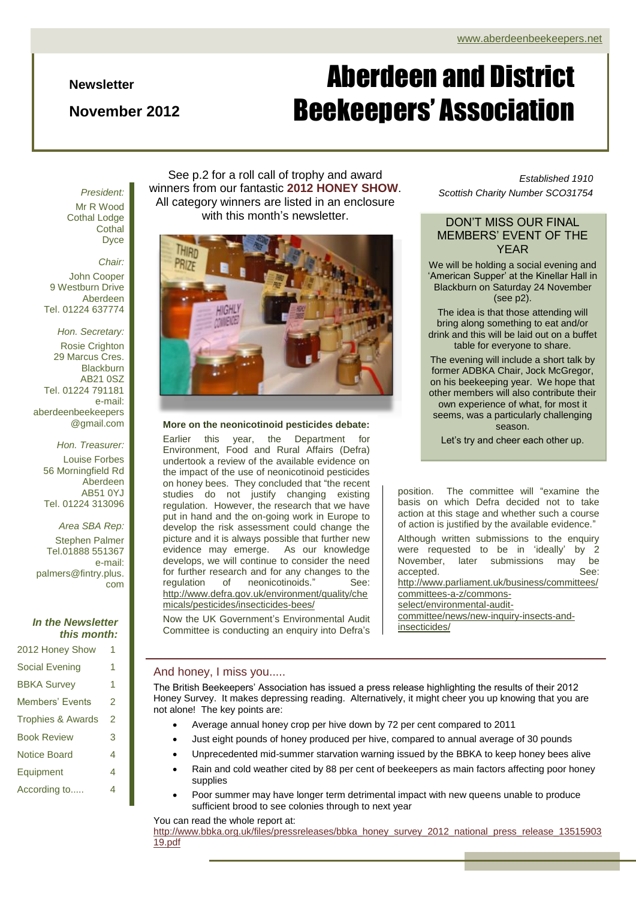www.aberdeenbeekeepers.net

**Newsletter**

**November 2012**

# Aberdeen and District Beekeepers' Association

*Established 1910*
*Scottish Charity Number SCO31754*

*President:*
Mr R Wood
Cothal Lodge
Cothal
Dyce

*Chair:*
John Cooper
9 Westburn Drive
Aberdeen
Tel. 01224 637774

*Hon. Secretary:*
Rosie Crighton
29 Marcus Cres.
Blackburn
AB21 0SZ
Tel. 01224 791181
e-mail: aberdeenbeekeepers@gmail.com

*Hon. Treasurer:*
Louise Forbes
56 Morningfield Rd
Aberdeen
AB51 0YJ
Tel. 01224 313096

*Area SBA Rep:*
Stephen Palmer
Tel.01888 551367
e-mail: palmers@fintry.plus.com

***In the Newsletter this month:***

| | |
|---|---|
| 2012 Honey Show | 1 |
| Social Evening | 1 |
| BBKA Survey | 1 |
| Members' Events | 2 |
| Trophies & Awards | 2 |
| Book Review | 3 |
| Notice Board | 4 |
| Equipment | 4 |
| According to..... | 4 |

See p.2 for a roll call of trophy and award winners from our fantastic **2012 HONEY SHOW**. All category winners are listed in an enclosure with this month's newsletter.

## DON'T MISS OUR FINAL MEMBERS' EVENT OF THE YEAR

We will be holding a social evening and 'American Supper' at the Kinellar Hall in Blackburn on Saturday 24 November (see p2).

The idea is that those attending will bring along something to eat and/or drink and this will be laid out on a buffet table for everyone to share.

The evening will include a short talk by former ADBKA Chair, Jock McGregor, on his beekeeping year. We hope that other members will also contribute their own experience of what, for most it seems, was a particularly challenging season.

Let's try and cheer each other up.

**More on the neonicotinoid pesticides debate:**

Earlier this year, the Department for Environment, Food and Rural Affairs (Defra) undertook a review of the available evidence on the impact of the use of neonicotinoid pesticides on honey bees. They concluded that "the recent studies do not justify changing existing regulation. However, the research that we have put in hand and the on-going work in Europe to develop the risk assessment could change the picture and it is always possible that further new evidence may emerge. As our knowledge develops, we will continue to consider the need for further research and for any changes to the regulation of neonicotinoids." See: http://www.defra.gov.uk/environment/quality/chemicals/pesticides/insecticides-bees/

Now the UK Government's Environmental Audit Committee is conducting an enquiry into Defra's position. The committee will "examine the basis on which Defra decided not to take action at this stage and whether such a course of action is justified by the available evidence."

Although written submissions to the enquiry were requested to be in 'ideally' by 2 November, later submissions may be accepted. See: http://www.parliament.uk/business/committees/committees-a-z/commons-select/environmental-audit-committee/news/new-inquiry-insects-and-insecticides/

## And honey, I miss you.....

The British Beekeepers' Association has issued a press release highlighting the results of their 2012 Honey Survey. It makes depressing reading. Alternatively, it might cheer you up knowing that you are not alone! The key points are:

- Average annual honey crop per hive down by 72 per cent compared to 2011
- Just eight pounds of honey produced per hive, compared to annual average of 30 pounds
- Unprecedented mid-summer starvation warning issued by the BBKA to keep honey bees alive
- Rain and cold weather cited by 88 per cent of beekeepers as main factors affecting poor honey supplies
- Poor summer may have longer term detrimental impact with new queens unable to produce sufficient brood to see colonies through to next year

You can read the whole report at: http://www.bbka.org.uk/files/pressreleases/bbka_honey_survey_2012_national_press_release_1351590319.pdf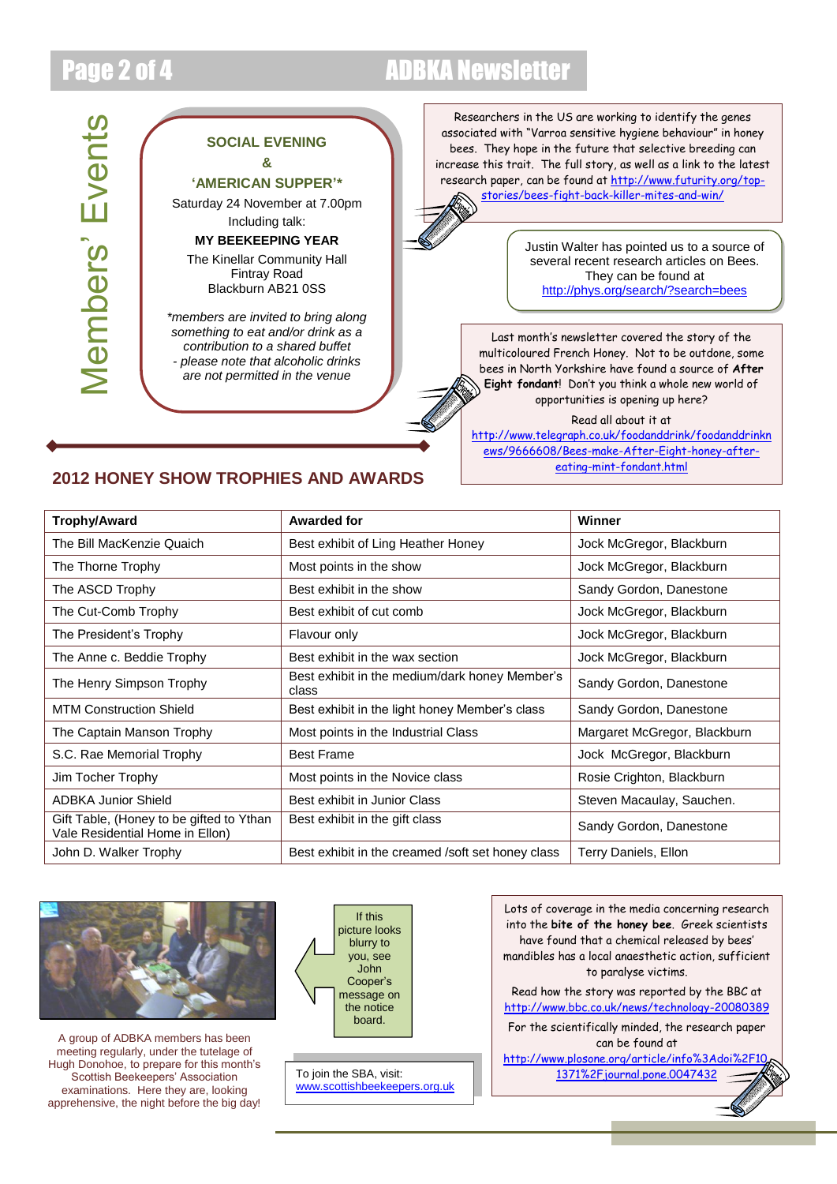# Members' Events

**SOCIAL EVENING**

**&**

**'AMERICAN SUPPER'\***

Saturday 24 November at 7.00pm

Including talk:

**MY BEEKEEPING YEAR**

The Kinellar Community Hall
Fintray Road
Blackburn AB21 0SS

*\*members are invited to bring along something to eat and/or drink as a contribution to a shared buffet - please note that alcoholic drinks are not permitted in the venue*

Researchers in the US are working to identify the genes associated with "Varroa sensitive hygiene behaviour" in honey bees. They hope in the future that selective breeding can increase this trait. The full story, as well as a link to the latest research paper, can be found at http://www.futurity.org/top-stories/bees-fight-back-killer-mites-and-win/

Justin Walter has pointed us to a source of several recent research articles on Bees. They can be found at http://phys.org/search/?search=bees

Last month's newsletter covered the story of the multicoloured French Honey. Not to be outdone, some bees in North Yorkshire have found a source of **After Eight fondant**! Don't you think a whole new world of opportunities is opening up here?

Read all about it at http://www.telegraph.co.uk/foodanddrink/foodanddrinknews/9666608/Bees-make-After-Eight-honey-after-eating-mint-fondant.html

## 2012 HONEY SHOW TROPHIES AND AWARDS

| Trophy/Award | Awarded for | Winner |
|---|---|---|
| The Bill MacKenzie Quaich | Best exhibit of Ling Heather Honey | Jock McGregor, Blackburn |
| The Thorne Trophy | Most points in the show | Jock McGregor, Blackburn |
| The ASCD Trophy | Best exhibit in the show | Sandy Gordon, Danestone |
| The Cut-Comb Trophy | Best exhibit of cut comb | Jock McGregor, Blackburn |
| The President's Trophy | Flavour only | Jock McGregor, Blackburn |
| The Anne c. Beddie Trophy | Best exhibit in the wax section | Jock McGregor, Blackburn |
| The Henry Simpson Trophy | Best exhibit in the medium/dark honey Member's class | Sandy Gordon, Danestone |
| MTM Construction Shield | Best exhibit in the light honey Member's class | Sandy Gordon, Danestone |
| The Captain Manson Trophy | Most points in the Industrial Class | Margaret McGregor, Blackburn |
| S.C. Rae Memorial Trophy | Best Frame | Jock McGregor, Blackburn |
| Jim Tocher Trophy | Most points in the Novice class | Rosie Crighton, Blackburn |
| ADBKA Junior Shield | Best exhibit in Junior Class | Steven Macaulay, Sauchen. |
| Gift Table, (Honey to be gifted to Ythan Vale Residential Home in Ellon) | Best exhibit in the gift class | Sandy Gordon, Danestone |
| John D. Walker Trophy | Best exhibit in the creamed /soft set honey class | Terry Daniels, Ellon |

A group of ADBKA members has been meeting regularly, under the tutelage of Hugh Donohoe, to prepare for this month's Scottish Beekeepers' Association examinations. Here they are, looking apprehensive, the night before the big day!

If this picture looks blurry to you, see John Cooper's message on the notice board.

To join the SBA, visit: www.scottishbeekeepers.org.uk

Lots of coverage in the media concerning research into the **bite of the honey bee**. Greek scientists have found that a chemical released by bees' mandibles has a local anaesthetic action, sufficient to paralyse victims.

Read how the story was reported by the BBC at http://www.bbc.co.uk/news/technology-20080389

For the scientifically minded, the research paper can be found at http://www.plosone.org/article/info%3Adoi%2F10.1371%2Fjournal.pone.0047432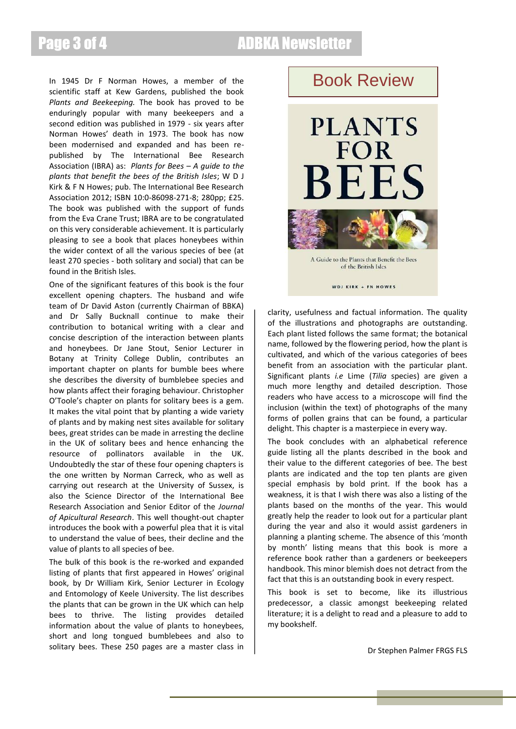## Book Review

In 1945 Dr F Norman Howes, a member of the scientific staff at Kew Gardens, published the book *Plants and Beekeeping.* The book has proved to be enduringly popular with many beekeepers and a second edition was published in 1979 - six years after Norman Howes' death in 1973. The book has now been modernised and expanded and has been re-published by The International Bee Research Association (IBRA) as: *Plants for Bees – A guide to the plants that benefit the bees of the British Isles*; W D J Kirk & F N Howes; pub. The International Bee Research Association 2012; ISBN 10:0-86098-271-8; 280pp; £25. The book was published with the support of funds from the Eva Crane Trust; IBRA are to be congratulated on this very considerable achievement. It is particularly pleasing to see a book that places honeybees within the wider context of all the various species of bee (at least 270 species - both solitary and social) that can be found in the British Isles.

One of the significant features of this book is the four excellent opening chapters. The husband and wife team of Dr David Aston (currently Chairman of BBKA) and Dr Sally Bucknall continue to make their contribution to botanical writing with a clear and concise description of the interaction between plants and honeybees. Dr Jane Stout, Senior Lecturer in Botany at Trinity College Dublin, contributes an important chapter on plants for bumble bees where she describes the diversity of bumblebee species and how plants affect their foraging behaviour. Christopher O'Toole's chapter on plants for solitary bees is a gem. It makes the vital point that by planting a wide variety of plants and by making nest sites available for solitary bees, great strides can be made in arresting the decline in the UK of solitary bees and hence enhancing the resource of pollinators available in the UK. Undoubtedly the star of these four opening chapters is the one written by Norman Carreck, who as well as carrying out research at the University of Sussex, is also the Science Director of the International Bee Research Association and Senior Editor of the *Journal of Apicultural Research*. This well thought-out chapter introduces the book with a powerful plea that it is vital to understand the value of bees, their decline and the value of plants to all species of bee.

The bulk of this book is the re-worked and expanded listing of plants that first appeared in Howes' original book, by Dr William Kirk, Senior Lecturer in Ecology and Entomology of Keele University. The list describes the plants that can be grown in the UK which can help bees to thrive. The listing provides detailed information about the value of plants to honeybees, short and long tongued bumblebees and also to solitary bees. These 250 pages are a master class in clarity, usefulness and factual information. The quality of the illustrations and photographs are outstanding. Each plant listed follows the same format; the botanical name, followed by the flowering period, how the plant is cultivated, and which of the various categories of bees benefit from an association with the particular plant. Significant plants *i.e* Lime (*Tilia* species) are given a much more lengthy and detailed description. Those readers who have access to a microscope will find the inclusion (within the text) of photographs of the many forms of pollen grains that can be found, a particular delight. This chapter is a masterpiece in every way.

The book concludes with an alphabetical reference guide listing all the plants described in the book and their value to the different categories of bee. The best plants are indicated and the top ten plants are given special emphasis by bold print. If the book has a weakness, it is that I wish there was also a listing of the plants based on the months of the year. This would greatly help the reader to look out for a particular plant during the year and also it would assist gardeners in planning a planting scheme. The absence of this 'month by month' listing means that this book is more a reference book rather than a gardeners or beekeepers handbook. This minor blemish does not detract from the fact that this is an outstanding book in every respect.

This book is set to become, like its illustrious predecessor, a classic amongst beekeeping related literature; it is a delight to read and a pleasure to add to my bookshelf.

Dr Stephen Palmer FRGS FLS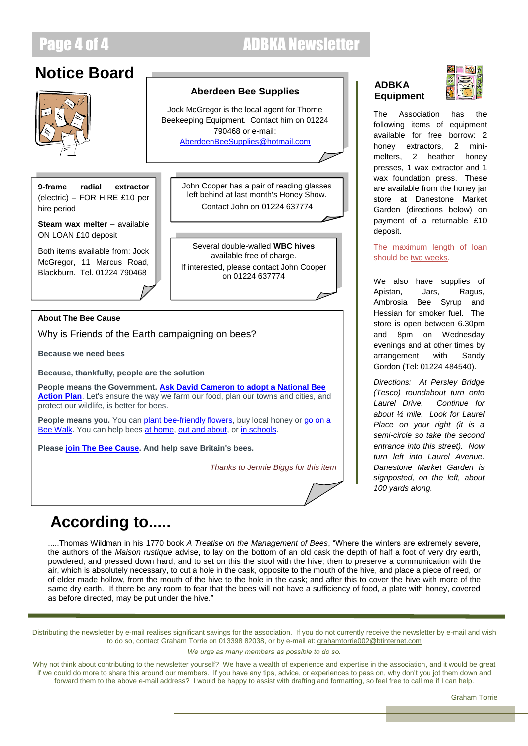# Notice Board

### Aberdeen Bee Supplies

Jock McGregor is the local agent for Thorne Beekeeping Equipment. Contact him on 01224 790468 or e-mail: AberdeenBeeSupplies@hotmail.com

**9-frame radial extractor** (electric) – FOR HIRE £10 per hire period

**Steam wax melter** – available ON LOAN £10 deposit

Both items available from: Jock McGregor, 11 Marcus Road, Blackburn. Tel. 01224 790468

John Cooper has a pair of reading glasses left behind at last month's Honey Show.
Contact John on 01224 637774

Several double-walled **WBC hives** available free of charge.
If interested, please contact John Cooper on 01224 637774

**About The Bee Cause**

Why is Friends of the Earth campaigning on bees?

**Because we need bees**

**Because, thankfully, people are the solution**

**People means the Government. Ask David Cameron to adopt a National Bee Action Plan**. Let's ensure the way we farm our food, plan our towns and cities, and protect our wildlife, is better for bees.

**People means you.** You can plant bee-friendly flowers, buy local honey or go on a Bee Walk. You can help bees at home, out and about, or in schools.

**Please join The Bee Cause. And help save Britain's bees.**

*Thanks to Jennie Biggs for this item*

## ADBKA Equipment

The Association has the following items of equipment available for free borrow: 2 honey extractors, 2 mini-melters, 2 heather honey presses, 1 wax extractor and 1 wax foundation press. These are available from the honey jar store at Danestone Market Garden (directions below) on payment of a returnable £10 deposit.

The maximum length of loan should be two weeks.

We also have supplies of Apistan, Jars, Ragus, Ambrosia Bee Syrup and Hessian for smoker fuel. The store is open between 6.30pm and 8pm on Wednesday evenings and at other times by arrangement with Sandy Gordon (Tel: 01224 484540).

*Directions: At Persley Bridge (Tesco) roundabout turn onto Laurel Drive. Continue for about ½ mile. Look for Laurel Place on your right (it is a semi-circle so take the second entrance into this street). Now turn left into Laurel Avenue. Danestone Market Garden is signposted, on the left, about 100 yards along.*

# According to.....

.....Thomas Wildman in his 1770 book *A Treatise on the Management of Bees*, "Where the winters are extremely severe, the authors of the *Maison rustique* advise, to lay on the bottom of an old cask the depth of half a foot of very dry earth, powdered, and pressed down hard, and to set on this the stool with the hive; then to preserve a communication with the air, which is absolutely necessary, to cut a hole in the cask, opposite to the mouth of the hive, and place a piece of reed, or of elder made hollow, from the mouth of the hive to the hole in the cask; and after this to cover the hive with more of the same dry earth. If there be any room to fear that the bees will not have a sufficiency of food, a plate with honey, covered as before directed, may be put under the hive."

---

Distributing the newsletter by e-mail realises significant savings for the association. If you do not currently receive the newsletter by e-mail and wish to do so, contact Graham Torrie on 013398 82038, or by e-mail at: grahamtorrie002@btinternet.com

*We urge as many members as possible to do so.*

Why not think about contributing to the newsletter yourself? We have a wealth of experience and expertise in the association, and it would be great if we could do more to share this around our members. If you have any tips, advice, or experiences to pass on, why don't you jot them down and forward them to the above e-mail address? I would be happy to assist with drafting and formatting, so feel free to call me if I can help.

Graham Torrie